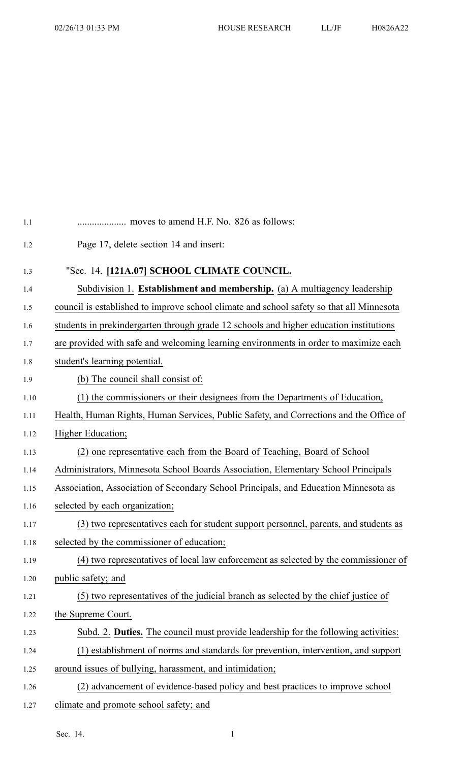.................... moves to amend H.F. No. 826 as follows:

Page 17, delete section 14 and insert:

"Sec. 14. **[121A.07] SCHOOL CLIMATE COUNCIL.**

Subdivision 1. **Establishment and membership.** (a) A multiagency leadership council is established to improve school climate and school safety so that all Minnesota students in prekindergarten through grade 12 schools and higher education institutions are provided with safe and welcoming learning environments in order to maximize each student's learning potential.

(b) The council shall consist of:

(1) the commissioners or their designees from the Departments of Education, Health, Human Rights, Human Services, Public Safety, and Corrections and the Office of Higher Education;

(2) one representative each from the Board of Teaching, Board of School Administrators, Minnesota School Boards Association, Elementary School Principals Association, Association of Secondary School Principals, and Education Minnesota as selected by each organization;

(3) two representatives each for student support personnel, parents, and students as selected by the commissioner of education;

(4) two representatives of local law enforcement as selected by the commissioner of public safety; and

(5) two representatives of the judicial branch as selected by the chief justice of the Supreme Court.

Subd. 2. **Duties.** The council must provide leadership for the following activities:

(1) establishment of norms and standards for prevention, intervention, and support around issues of bullying, harassment, and intimidation;

(2) advancement of evidence-based policy and best practices to improve school climate and promote school safety; and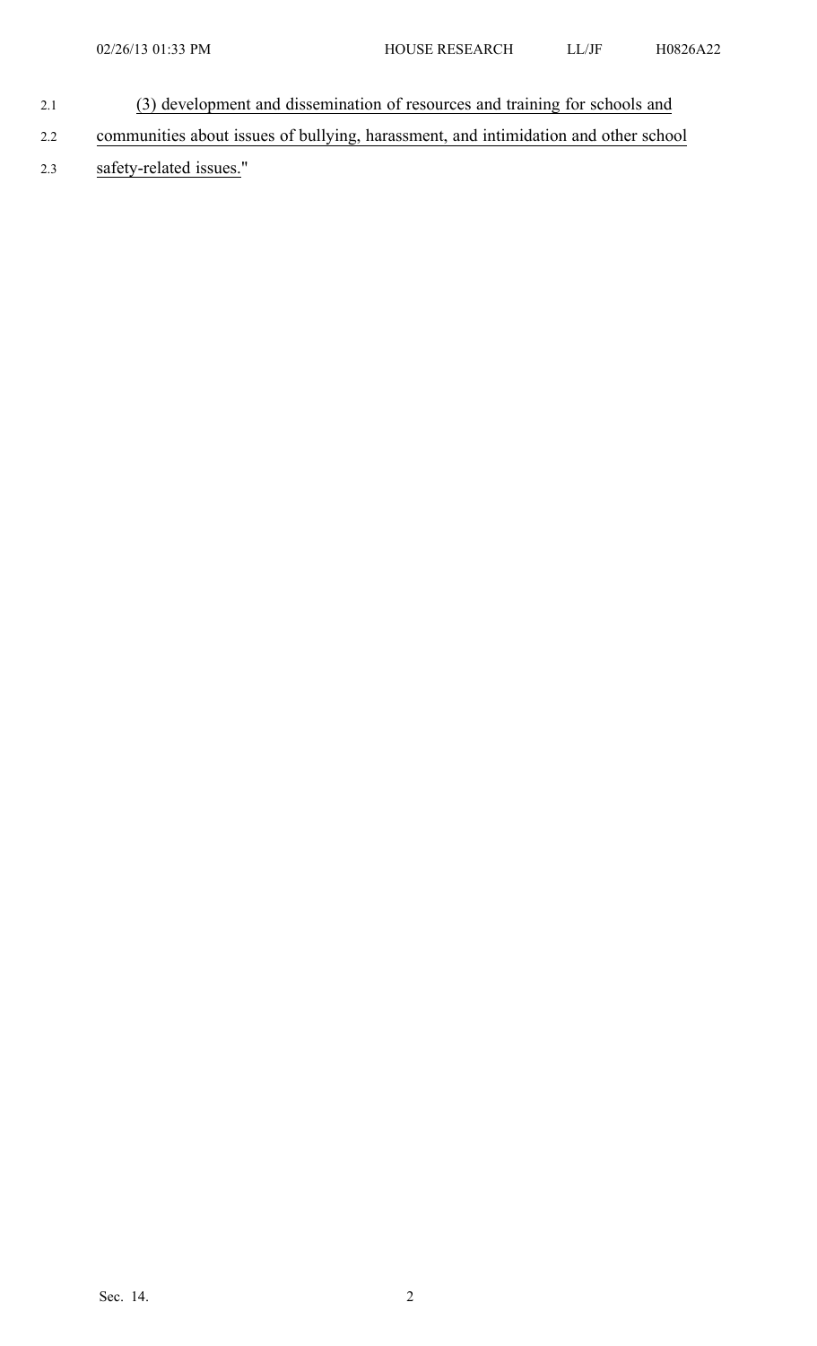(3) development and dissemination of resources and training for schools and communities about issues of bullying, harassment, and intimidation and other school safety-related issues."